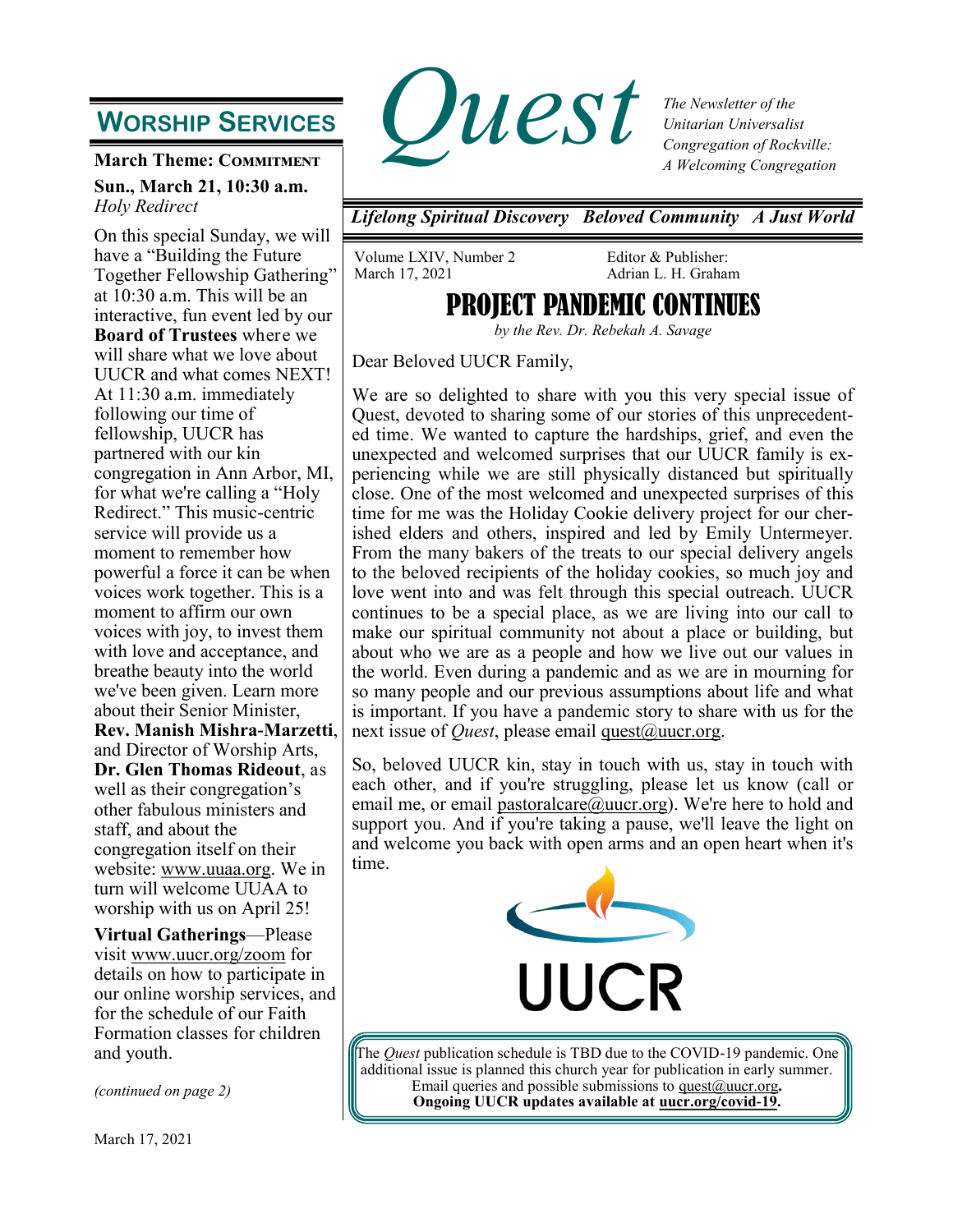# Quest

*The Newsletter of the Unitarian Universalist Congregation of Rockville: A Welcoming Congregation*

***Lifelong Spiritual Discovery   Beloved Community   A Just World***

Volume LXIV, Number 2
March 17, 2021

Editor & Publisher:
Adrian L. H. Graham

## PROJECT PANDEMIC CONTINUES

*by the Rev. Dr. Rebekah A. Savage*

Dear Beloved UUCR Family,

We are so delighted to share with you this very special issue of Quest, devoted to sharing some of our stories of this unprecedented time. We wanted to capture the hardships, grief, and even the unexpected and welcomed surprises that our UUCR family is experiencing while we are still physically distanced but spiritually close. One of the most welcomed and unexpected surprises of this time for me was the Holiday Cookie delivery project for our cherished elders and others, inspired and led by Emily Untermeyer. From the many bakers of the treats to our special delivery angels to the beloved recipients of the holiday cookies, so much joy and love went into and was felt through this special outreach. UUCR continues to be a special place, as we are living into our call to make our spiritual community not about a place or building, but about who we are as a people and how we live out our values in the world. Even during a pandemic and as we are in mourning for so many people and our previous assumptions about life and what is important. If you have a pandemic story to share with us for the next issue of *Quest*, please email quest@uucr.org.

So, beloved UUCR kin, stay in touch with us, stay in touch with each other, and if you're struggling, please let us know (call or email me, or email pastoralcare@uucr.org). We're here to hold and support you. And if you're taking a pause, we'll leave the light on and welcome you back with open arms and an open heart when it's time.

UUCR

The *Quest* publication schedule is TBD due to the COVID-19 pandemic. One additional issue is planned this church year for publication in early summer. Email queries and possible submissions to quest@uucr.org**.**
**Ongoing UUCR updates available at uucr.org/covid-19.**

## WORSHIP SERVICES

**March Theme: COMMITMENT**

**Sun., March 21, 10:30 a.m.**
*Holy Redirect*

On this special Sunday, we will have a "Building the Future Together Fellowship Gathering" at 10:30 a.m. This will be an interactive, fun event led by our **Board of Trustees** where we will share what we love about UUCR and what comes NEXT! At 11:30 a.m. immediately following our time of fellowship, UUCR has partnered with our kin congregation in Ann Arbor, MI, for what we're calling a "Holy Redirect." This music-centric service will provide us a moment to remember how powerful a force it can be when voices work together. This is a moment to affirm our own voices with joy, to invest them with love and acceptance, and breathe beauty into the world we've been given. Learn more about their Senior Minister, **Rev. Manish Mishra-Marzetti**, and Director of Worship Arts, **Dr. Glen Thomas Rideout**, as well as their congregation's other fabulous ministers and staff, and about the congregation itself on their website: www.uuaa.org. We in turn will welcome UUAA to worship with us on April 25!

**Virtual Gatherings**—Please visit www.uucr.org/zoom for details on how to participate in our online worship services, and for the schedule of our Faith Formation classes for children and youth.

*(continued on page 2)*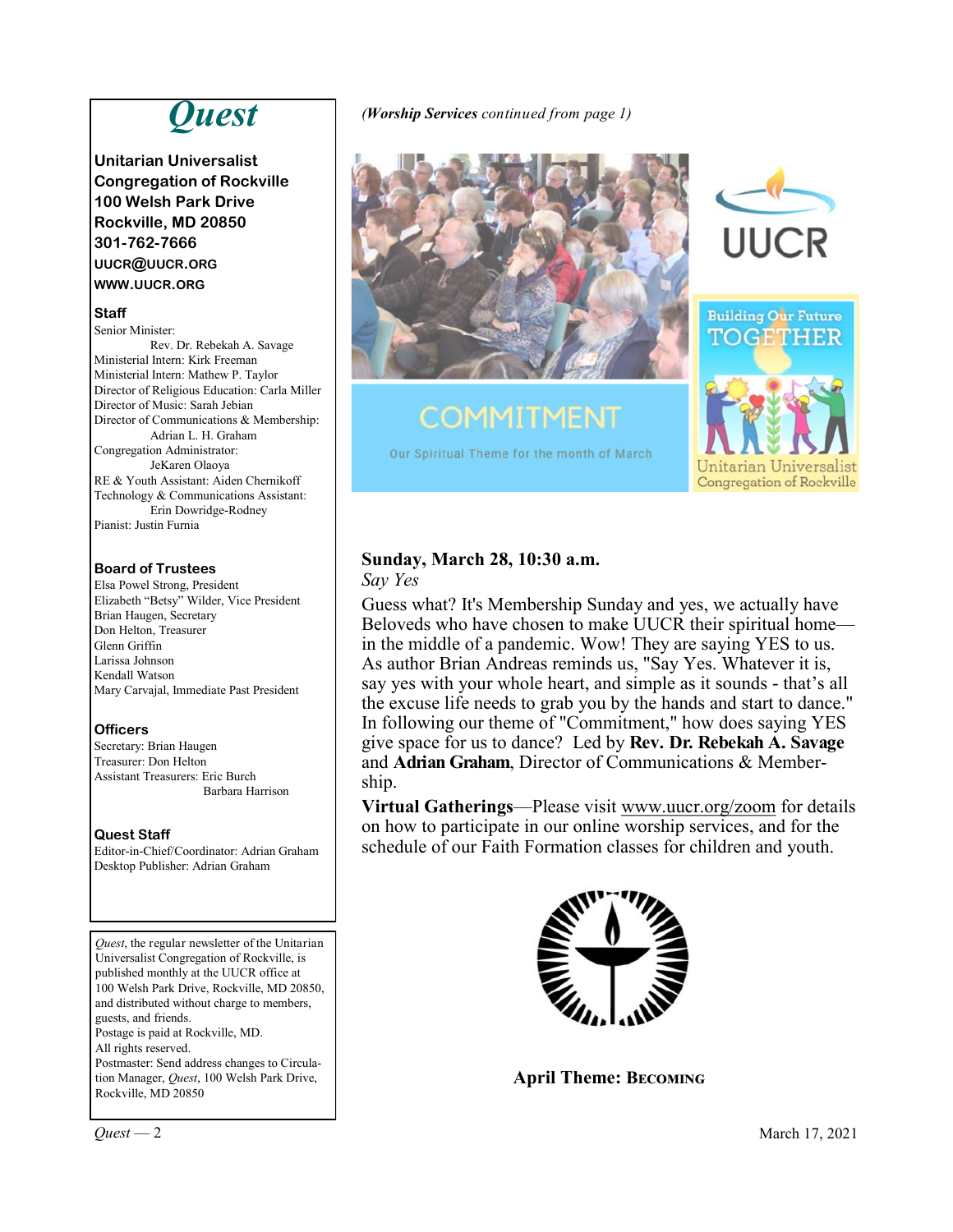# Quest

**Unitarian Universalist Congregation of Rockville**
**100 Welsh Park Drive**
**Rockville, MD 20850**
**301-762-7666**
**UUCR@UUCR.ORG**
**WWW.UUCR.ORG**

### Staff

Senior Minister:
Rev. Dr. Rebekah A. Savage
Ministerial Intern: Kirk Freeman
Ministerial Intern: Mathew P. Taylor
Director of Religious Education: Carla Miller
Director of Music: Sarah Jebian
Director of Communications & Membership:
Adrian L. H. Graham
Congregation Administrator:
JeKaren Olaoya
RE & Youth Assistant: Aiden Chernikoff
Technology & Communications Assistant:
Erin Dowridge-Rodney
Pianist: Justin Furnia

### Board of Trustees

Elsa Powel Strong, President
Elizabeth "Betsy" Wilder, Vice President
Brian Haugen, Secretary
Don Helton, Treasurer
Glenn Griffin
Larissa Johnson
Kendall Watson
Mary Carvajal, Immediate Past President

### Officers

Secretary: Brian Haugen
Treasurer: Don Helton
Assistant Treasurers: Eric Burch
Barbara Harrison

### Quest Staff

Editor-in-Chief/Coordinator: Adrian Graham
Desktop Publisher: Adrian Graham

*Quest*, the regular newsletter of the Unitarian Universalist Congregation of Rockville, is published monthly at the UUCR office at 100 Welsh Park Drive, Rockville, MD 20850, and distributed without charge to members, guests, and friends.
Postage is paid at Rockville, MD.
All rights reserved.
Postmaster: Send address changes to Circulation Manager, *Quest*, 100 Welsh Park Drive, Rockville, MD 20850

*(**Worship Services** continued from page 1)*

COMMITMENT

Our Spiritual Theme for the month of March

UUCR

Building Our Future TOGETHER

Unitarian Universalist Congregation of Rockville

**Sunday, March 28, 10:30 a.m.**
*Say Yes*

Guess what? It's Membership Sunday and yes, we actually have Beloveds who have chosen to make UUCR their spiritual home—in the middle of a pandemic. Wow! They are saying YES to us. As author Brian Andreas reminds us, "Say Yes. Whatever it is, say yes with your whole heart, and simple as it sounds - that's all the excuse life needs to grab you by the hands and start to dance." In following our theme of "Commitment," how does saying YES give space for us to dance? Led by **Rev. Dr. Rebekah A. Savage** and **Adrian Graham**, Director of Communications & Membership.

**Virtual Gatherings**—Please visit www.uucr.org/zoom for details on how to participate in our online worship services, and for the schedule of our Faith Formation classes for children and youth.

**April Theme: Becoming**

March 17, 2021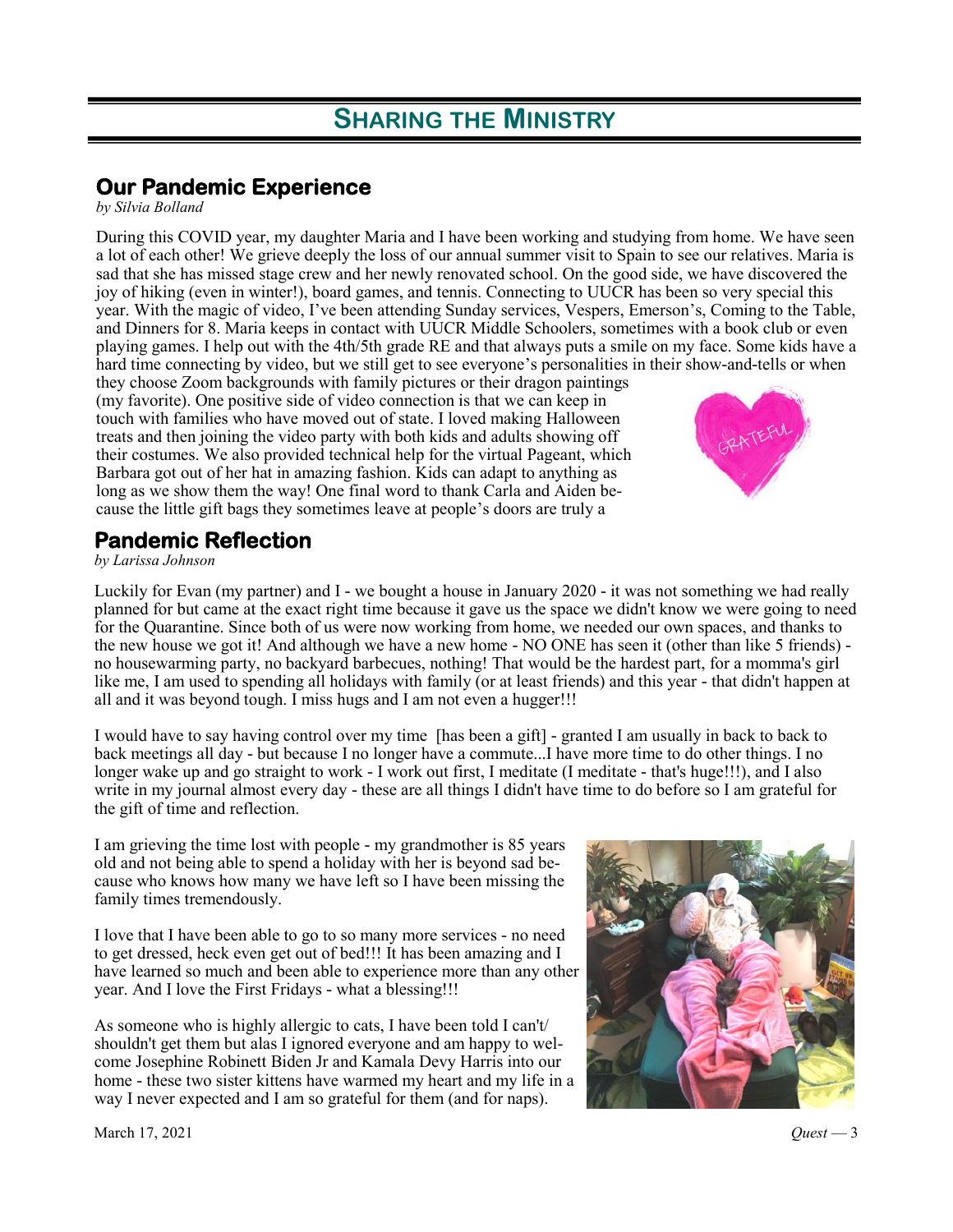# SHARING THE MINISTRY

## Our Pandemic Experience

*by Silvia Bolland*

During this COVID year, my daughter Maria and I have been working and studying from home. We have seen a lot of each other! We grieve deeply the loss of our annual summer visit to Spain to see our relatives. Maria is sad that she has missed stage crew and her newly renovated school. On the good side, we have discovered the joy of hiking (even in winter!), board games, and tennis. Connecting to UUCR has been so very special this year. With the magic of video, I've been attending Sunday services, Vespers, Emerson's, Coming to the Table, and Dinners for 8. Maria keeps in contact with UUCR Middle Schoolers, sometimes with a book club or even playing games. I help out with the 4th/5th grade RE and that always puts a smile on my face. Some kids have a hard time connecting by video, but we still get to see everyone's personalities in their show-and-tells or when they choose Zoom backgrounds with family pictures or their dragon paintings (my favorite). One positive side of video connection is that we can keep in touch with families who have moved out of state. I loved making Halloween treats and then joining the video party with both kids and adults showing off their costumes. We also provided technical help for the virtual Pageant, which Barbara got out of her hat in amazing fashion. Kids can adapt to anything as long as we show them the way! One final word to thank Carla and Aiden because the little gift bags they sometimes leave at people's doors are truly a

## Pandemic Reflection

*by Larissa Johnson*

Luckily for Evan (my partner) and I - we bought a house in January 2020 - it was not something we had really planned for but came at the exact right time because it gave us the space we didn't know we were going to need for the Quarantine. Since both of us were now working from home, we needed our own spaces, and thanks to the new house we got it! And although we have a new home - NO ONE has seen it (other than like 5 friends) - no housewarming party, no backyard barbecues, nothing! That would be the hardest part, for a momma's girl like me, I am used to spending all holidays with family (or at least friends) and this year - that didn't happen at all and it was beyond tough. I miss hugs and I am not even a hugger!!!

I would have to say having control over my time [has been a gift] - granted I am usually in back to back to back meetings all day - but because I no longer have a commute...I have more time to do other things. I no longer wake up and go straight to work - I work out first, I meditate (I meditate - that's huge!!!), and I also write in my journal almost every day - these are all things I didn't have time to do before so I am grateful for the gift of time and reflection.

I am grieving the time lost with people - my grandmother is 85 years old and not being able to spend a holiday with her is beyond sad because who knows how many we have left so I have been missing the family times tremendously.

I love that I have been able to go to so many more services - no need to get dressed, heck even get out of bed!!! It has been amazing and I have learned so much and been able to experience more than any other year. And I love the First Fridays - what a blessing!!!

As someone who is highly allergic to cats, I have been told I can't/shouldn't get them but alas I ignored everyone and am happy to welcome Josephine Robinett Biden Jr and Kamala Devy Harris into our home - these two sister kittens have warmed my heart and my life in a way I never expected and I am so grateful for them (and for naps).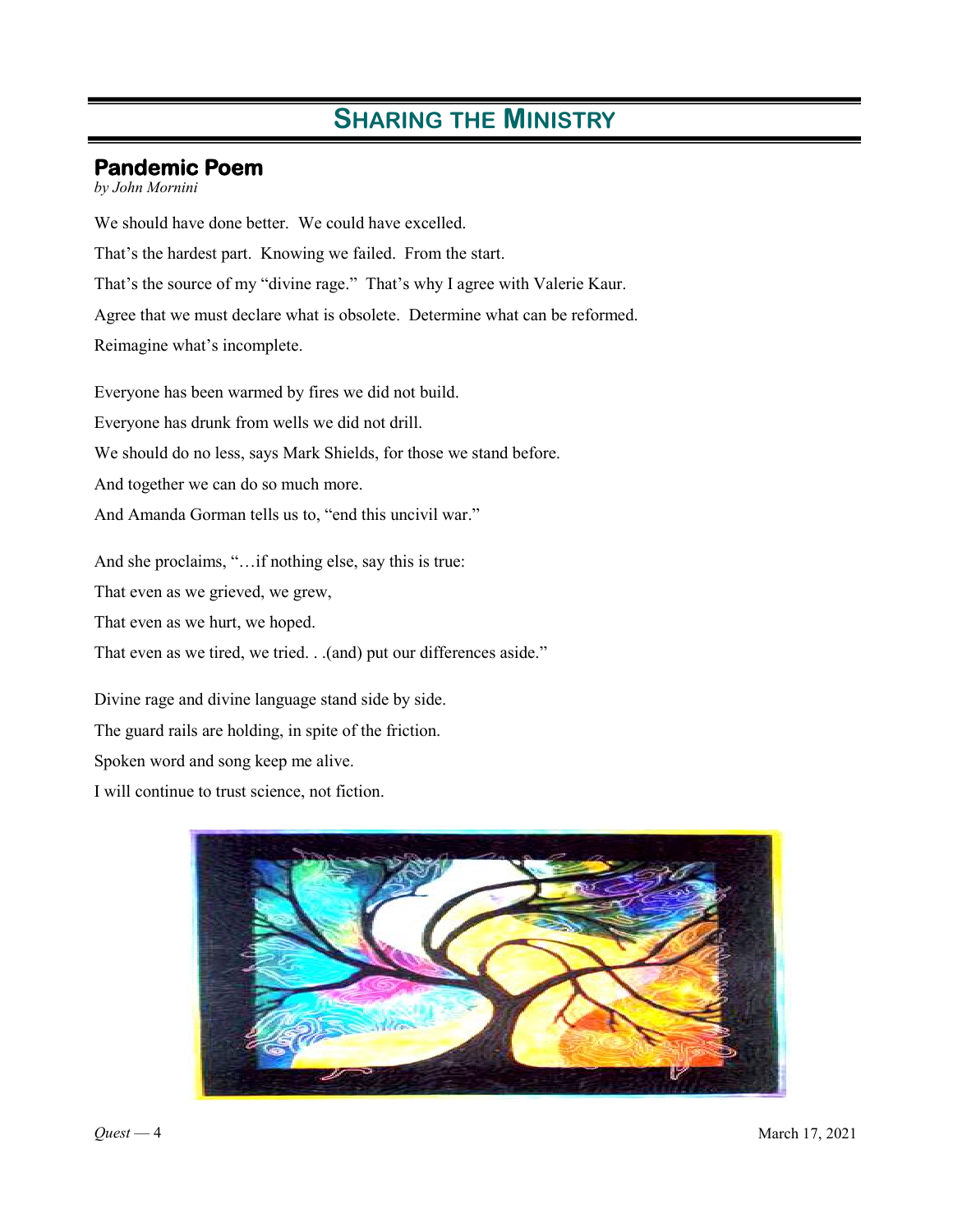# Sharing the Ministry

## Pandemic Poem

*by John Mornini*

We should have done better. We could have excelled.

That's the hardest part. Knowing we failed. From the start.

That's the source of my "divine rage." That's why I agree with Valerie Kaur.

Agree that we must declare what is obsolete. Determine what can be reformed.

Reimagine what's incomplete.

Everyone has been warmed by fires we did not build.

Everyone has drunk from wells we did not drill.

We should do no less, says Mark Shields, for those we stand before.

And together we can do so much more.

And Amanda Gorman tells us to, "end this uncivil war."

And she proclaims, "…if nothing else, say this is true:

That even as we grieved, we grew,

That even as we hurt, we hoped.

That even as we tired, we tried. . .(and) put our differences aside."

Divine rage and divine language stand side by side.

The guard rails are holding, in spite of the friction.

Spoken word and song keep me alive.

I will continue to trust science, not fiction.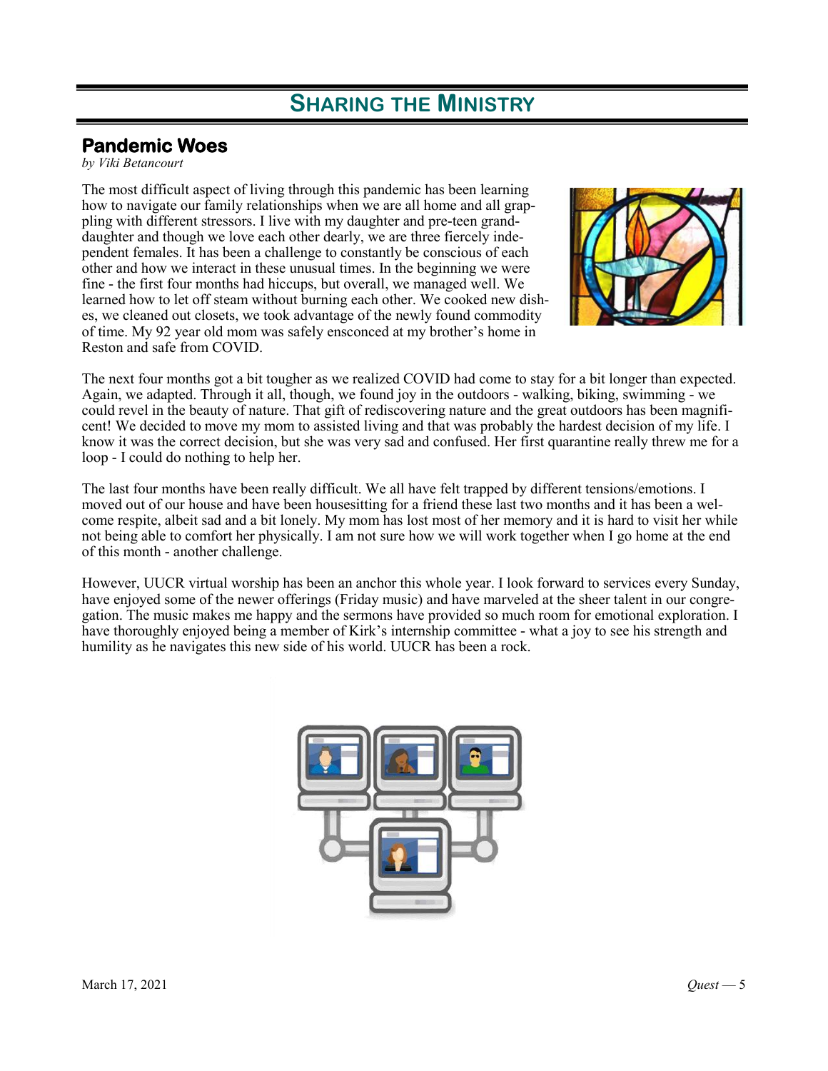# SHARING THE MINISTRY

## Pandemic Woes

*by Viki Betancourt*

The most difficult aspect of living through this pandemic has been learning how to navigate our family relationships when we are all home and all grappling with different stressors. I live with my daughter and pre-teen granddaughter and though we love each other dearly, we are three fiercely independent females. It has been a challenge to constantly be conscious of each other and how we interact in these unusual times. In the beginning we were fine - the first four months had hiccups, but overall, we managed well. We learned how to let off steam without burning each other. We cooked new dishes, we cleaned out closets, we took advantage of the newly found commodity of time. My 92 year old mom was safely ensconced at my brother's home in Reston and safe from COVID.

The next four months got a bit tougher as we realized COVID had come to stay for a bit longer than expected. Again, we adapted. Through it all, though, we found joy in the outdoors - walking, biking, swimming - we could revel in the beauty of nature. That gift of rediscovering nature and the great outdoors has been magnificent! We decided to move my mom to assisted living and that was probably the hardest decision of my life. I know it was the correct decision, but she was very sad and confused. Her first quarantine really threw me for a loop - I could do nothing to help her.

The last four months have been really difficult. We all have felt trapped by different tensions/emotions. I moved out of our house and have been housesitting for a friend these last two months and it has been a welcome respite, albeit sad and a bit lonely. My mom has lost most of her memory and it is hard to visit her while not being able to comfort her physically. I am not sure how we will work together when I go home at the end of this month - another challenge.

However, UUCR virtual worship has been an anchor this whole year. I look forward to services every Sunday, have enjoyed some of the newer offerings (Friday music) and have marveled at the sheer talent in our congregation. The music makes me happy and the sermons have provided so much room for emotional exploration. I have thoroughly enjoyed being a member of Kirk's internship committee - what a joy to see his strength and humility as he navigates this new side of his world. UUCR has been a rock.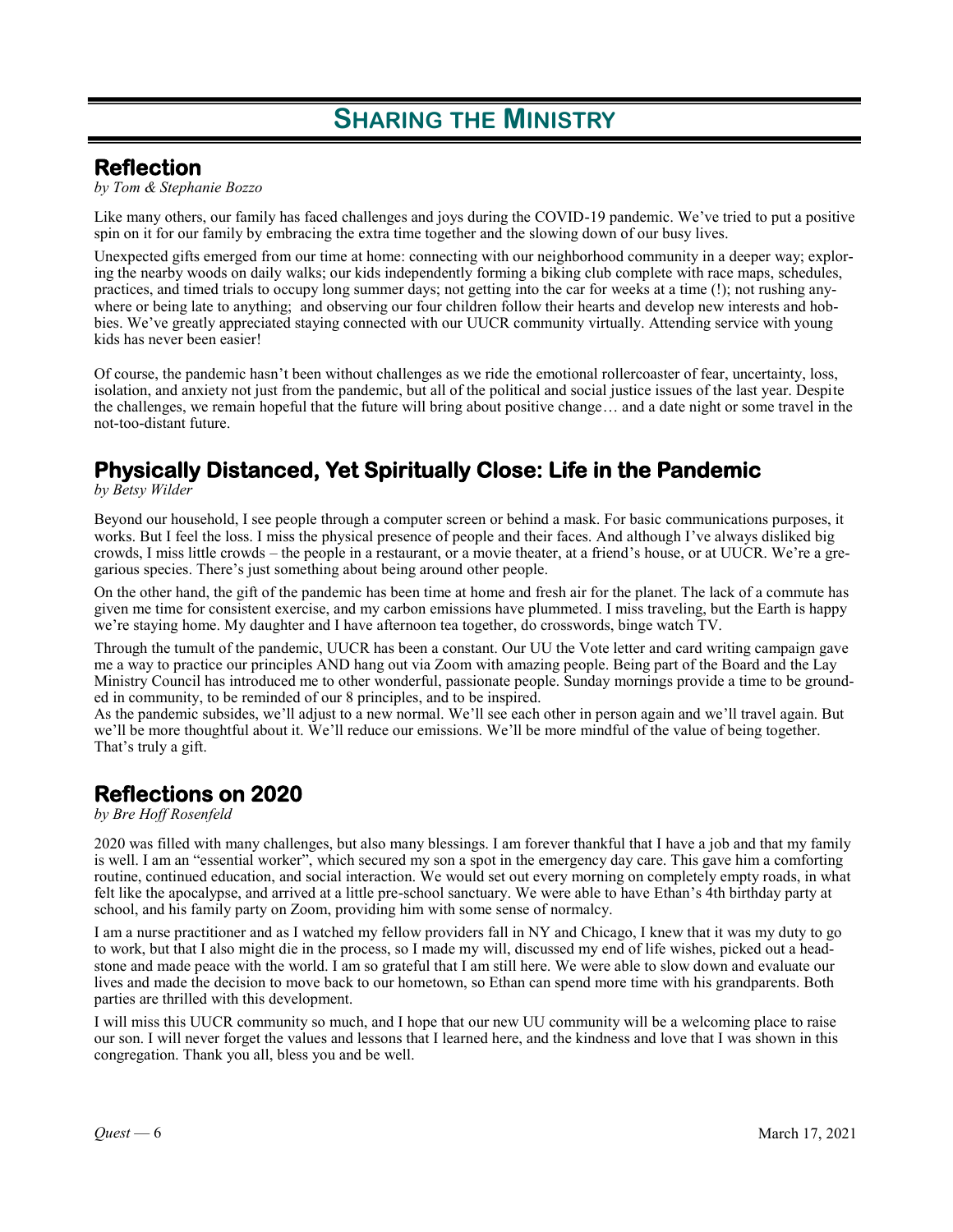# Sharing the Ministry

## Reflection

*by Tom & Stephanie Bozzo*

Like many others, our family has faced challenges and joys during the COVID-19 pandemic. We've tried to put a positive spin on it for our family by embracing the extra time together and the slowing down of our busy lives.

Unexpected gifts emerged from our time at home: connecting with our neighborhood community in a deeper way; exploring the nearby woods on daily walks; our kids independently forming a biking club complete with race maps, schedules, practices, and timed trials to occupy long summer days; not getting into the car for weeks at a time (!); not rushing anywhere or being late to anything; and observing our four children follow their hearts and develop new interests and hobbies. We've greatly appreciated staying connected with our UUCR community virtually. Attending service with young kids has never been easier!

Of course, the pandemic hasn't been without challenges as we ride the emotional rollercoaster of fear, uncertainty, loss, isolation, and anxiety not just from the pandemic, but all of the political and social justice issues of the last year. Despite the challenges, we remain hopeful that the future will bring about positive change… and a date night or some travel in the not-too-distant future.

## Physically Distanced, Yet Spiritually Close: Life in the Pandemic

*by Betsy Wilder*

Beyond our household, I see people through a computer screen or behind a mask. For basic communications purposes, it works. But I feel the loss. I miss the physical presence of people and their faces. And although I've always disliked big crowds, I miss little crowds – the people in a restaurant, or a movie theater, at a friend's house, or at UUCR. We're a gregarious species. There's just something about being around other people.

On the other hand, the gift of the pandemic has been time at home and fresh air for the planet. The lack of a commute has given me time for consistent exercise, and my carbon emissions have plummeted. I miss traveling, but the Earth is happy we're staying home. My daughter and I have afternoon tea together, do crosswords, binge watch TV.

Through the tumult of the pandemic, UUCR has been a constant. Our UU the Vote letter and card writing campaign gave me a way to practice our principles AND hang out via Zoom with amazing people. Being part of the Board and the Lay Ministry Council has introduced me to other wonderful, passionate people. Sunday mornings provide a time to be grounded in community, to be reminded of our 8 principles, and to be inspired.

As the pandemic subsides, we'll adjust to a new normal. We'll see each other in person again and we'll travel again. But we'll be more thoughtful about it. We'll reduce our emissions. We'll be more mindful of the value of being together. That's truly a gift.

## Reflections on 2020

*by Bre Hoff Rosenfeld*

2020 was filled with many challenges, but also many blessings. I am forever thankful that I have a job and that my family is well. I am an "essential worker", which secured my son a spot in the emergency day care. This gave him a comforting routine, continued education, and social interaction. We would set out every morning on completely empty roads, in what felt like the apocalypse, and arrived at a little pre-school sanctuary. We were able to have Ethan's 4th birthday party at school, and his family party on Zoom, providing him with some sense of normalcy.

I am a nurse practitioner and as I watched my fellow providers fall in NY and Chicago, I knew that it was my duty to go to work, but that I also might die in the process, so I made my will, discussed my end of life wishes, picked out a headstone and made peace with the world. I am so grateful that I am still here. We were able to slow down and evaluate our lives and made the decision to move back to our hometown, so Ethan can spend more time with his grandparents. Both parties are thrilled with this development.

I will miss this UUCR community so much, and I hope that our new UU community will be a welcoming place to raise our son. I will never forget the values and lessons that I learned here, and the kindness and love that I was shown in this congregation. Thank you all, bless you and be well.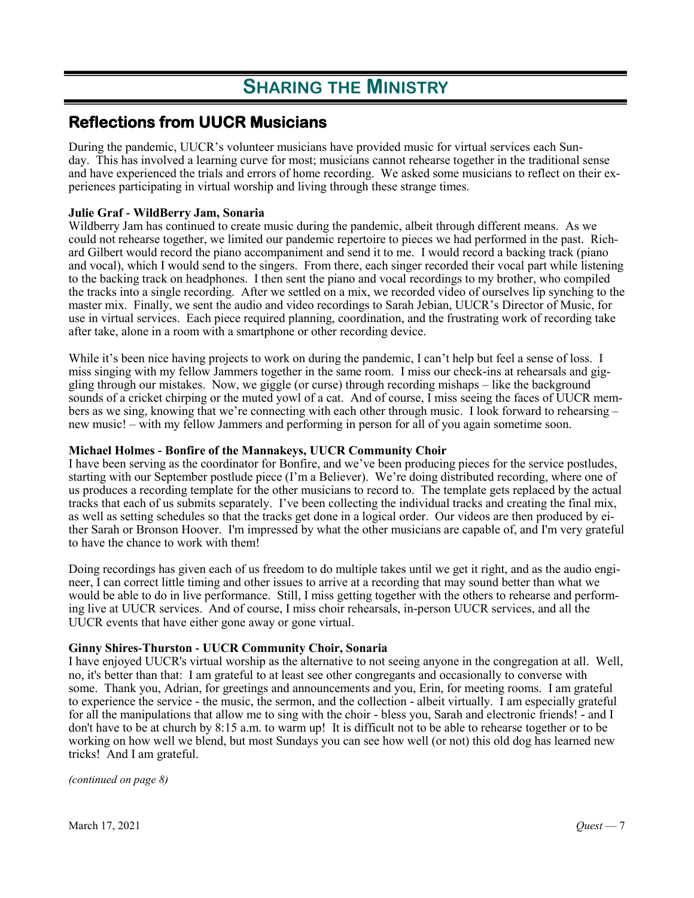# SHARING THE MINISTRY

## Reflections from UUCR Musicians

During the pandemic, UUCR's volunteer musicians have provided music for virtual services each Sunday. This has involved a learning curve for most; musicians cannot rehearse together in the traditional sense and have experienced the trials and errors of home recording. We asked some musicians to reflect on their experiences participating in virtual worship and living through these strange times.

**Julie Graf - WildBerry Jam, Sonaria**

Wildberry Jam has continued to create music during the pandemic, albeit through different means. As we could not rehearse together, we limited our pandemic repertoire to pieces we had performed in the past. Richard Gilbert would record the piano accompaniment and send it to me. I would record a backing track (piano and vocal), which I would send to the singers. From there, each singer recorded their vocal part while listening to the backing track on headphones. I then sent the piano and vocal recordings to my brother, who compiled the tracks into a single recording. After we settled on a mix, we recorded video of ourselves lip synching to the master mix. Finally, we sent the audio and video recordings to Sarah Jebian, UUCR's Director of Music, for use in virtual services. Each piece required planning, coordination, and the frustrating work of recording take after take, alone in a room with a smartphone or other recording device.

While it's been nice having projects to work on during the pandemic, I can't help but feel a sense of loss. I miss singing with my fellow Jammers together in the same room. I miss our check-ins at rehearsals and giggling through our mistakes. Now, we giggle (or curse) through recording mishaps – like the background sounds of a cricket chirping or the muted yowl of a cat. And of course, I miss seeing the faces of UUCR members as we sing, knowing that we're connecting with each other through music. I look forward to rehearsing – new music! – with my fellow Jammers and performing in person for all of you again sometime soon.

**Michael Holmes - Bonfire of the Mannakeys, UUCR Community Choir**

I have been serving as the coordinator for Bonfire, and we've been producing pieces for the service postludes, starting with our September postlude piece (I'm a Believer). We're doing distributed recording, where one of us produces a recording template for the other musicians to record to. The template gets replaced by the actual tracks that each of us submits separately. I've been collecting the individual tracks and creating the final mix, as well as setting schedules so that the tracks get done in a logical order. Our videos are then produced by either Sarah or Bronson Hoover. I'm impressed by what the other musicians are capable of, and I'm very grateful to have the chance to work with them!

Doing recordings has given each of us freedom to do multiple takes until we get it right, and as the audio engineer, I can correct little timing and other issues to arrive at a recording that may sound better than what we would be able to do in live performance. Still, I miss getting together with the others to rehearse and performing live at UUCR services. And of course, I miss choir rehearsals, in-person UUCR services, and all the UUCR events that have either gone away or gone virtual.

**Ginny Shires-Thurston - UUCR Community Choir, Sonaria**

I have enjoyed UUCR's virtual worship as the alternative to not seeing anyone in the congregation at all. Well, no, it's better than that: I am grateful to at least see other congregants and occasionally to converse with some. Thank you, Adrian, for greetings and announcements and you, Erin, for meeting rooms. I am grateful to experience the service - the music, the sermon, and the collection - albeit virtually. I am especially grateful for all the manipulations that allow me to sing with the choir - bless you, Sarah and electronic friends! - and I don't have to be at church by 8:15 a.m. to warm up! It is difficult not to be able to rehearse together or to be working on how well we blend, but most Sundays you can see how well (or not) this old dog has learned new tricks! And I am grateful.

*(continued on page 8)*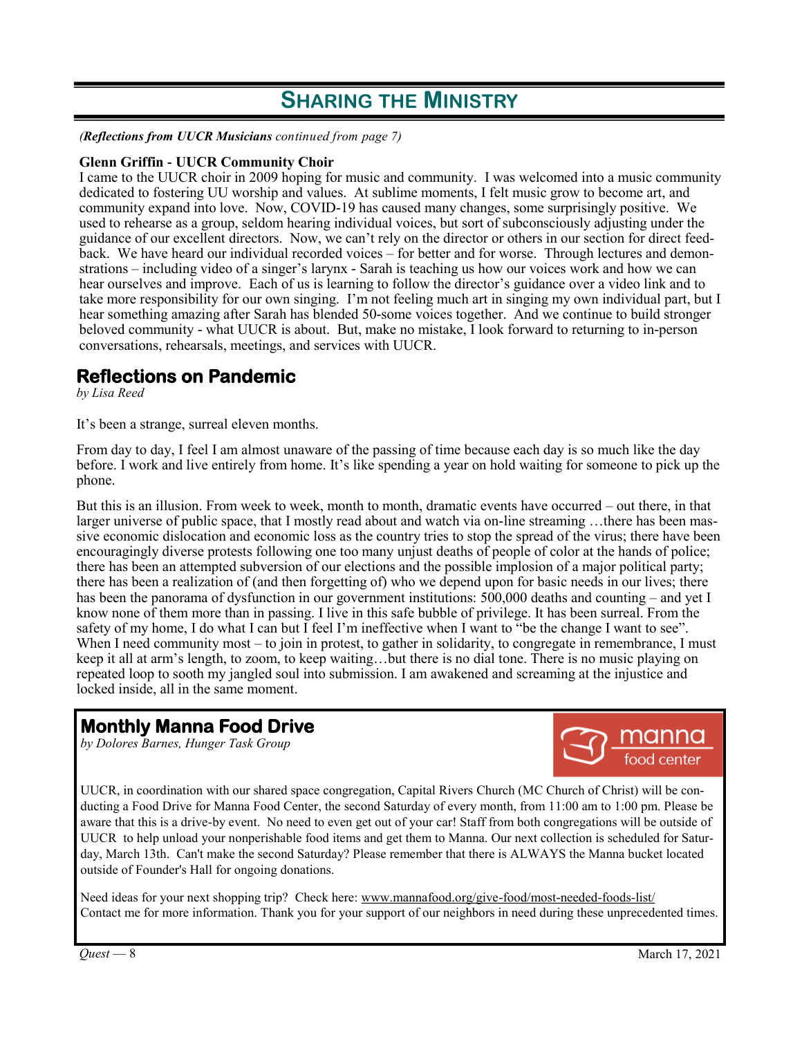# Sharing the Ministry

*(**Reflections from UUCR Musicians** continued from page 7)*

**Glenn Griffin - UUCR Community Choir**

I came to the UUCR choir in 2009 hoping for music and community. I was welcomed into a music community dedicated to fostering UU worship and values. At sublime moments, I felt music grow to become art, and community expand into love. Now, COVID-19 has caused many changes, some surprisingly positive. We used to rehearse as a group, seldom hearing individual voices, but sort of subconsciously adjusting under the guidance of our excellent directors. Now, we can't rely on the director or others in our section for direct feedback. We have heard our individual recorded voices – for better and for worse. Through lectures and demonstrations – including video of a singer's larynx - Sarah is teaching us how our voices work and how we can hear ourselves and improve. Each of us is learning to follow the director's guidance over a video link and to take more responsibility for our own singing. I'm not feeling much art in singing my own individual part, but I hear something amazing after Sarah has blended 50-some voices together. And we continue to build stronger beloved community - what UUCR is about. But, make no mistake, I look forward to returning to in-person conversations, rehearsals, meetings, and services with UUCR.

## Reflections on Pandemic

*by Lisa Reed*

It's been a strange, surreal eleven months.

From day to day, I feel I am almost unaware of the passing of time because each day is so much like the day before. I work and live entirely from home. It's like spending a year on hold waiting for someone to pick up the phone.

But this is an illusion. From week to week, month to month, dramatic events have occurred – out there, in that larger universe of public space, that I mostly read about and watch via on-line streaming …there has been massive economic dislocation and economic loss as the country tries to stop the spread of the virus; there have been encouragingly diverse protests following one too many unjust deaths of people of color at the hands of police; there has been an attempted subversion of our elections and the possible implosion of a major political party; there has been a realization of (and then forgetting of) who we depend upon for basic needs in our lives; there has been the panorama of dysfunction in our government institutions: 500,000 deaths and counting – and yet I know none of them more than in passing. I live in this safe bubble of privilege. It has been surreal. From the safety of my home, I do what I can but I feel I'm ineffective when I want to "be the change I want to see". When I need community most – to join in protest, to gather in solidarity, to congregate in remembrance, I must keep it all at arm's length, to zoom, to keep waiting…but there is no dial tone. There is no music playing on repeated loop to sooth my jangled soul into submission. I am awakened and screaming at the injustice and locked inside, all in the same moment.

## Monthly Manna Food Drive

*by Dolores Barnes, Hunger Task Group*

UUCR, in coordination with our shared space congregation, Capital Rivers Church (MC Church of Christ) will be conducting a Food Drive for Manna Food Center, the second Saturday of every month, from 11:00 am to 1:00 pm. Please be aware that this is a drive-by event. No need to even get out of your car! Staff from both congregations will be outside of UUCR to help unload your nonperishable food items and get them to Manna. Our next collection is scheduled for Saturday, March 13th. Can't make the second Saturday? Please remember that there is ALWAYS the Manna bucket located outside of Founder's Hall for ongoing donations.

Need ideas for your next shopping trip? Check here: www.mannafood.org/give-food/most-needed-foods-list/
Contact me for more information. Thank you for your support of our neighbors in need during these unprecedented times.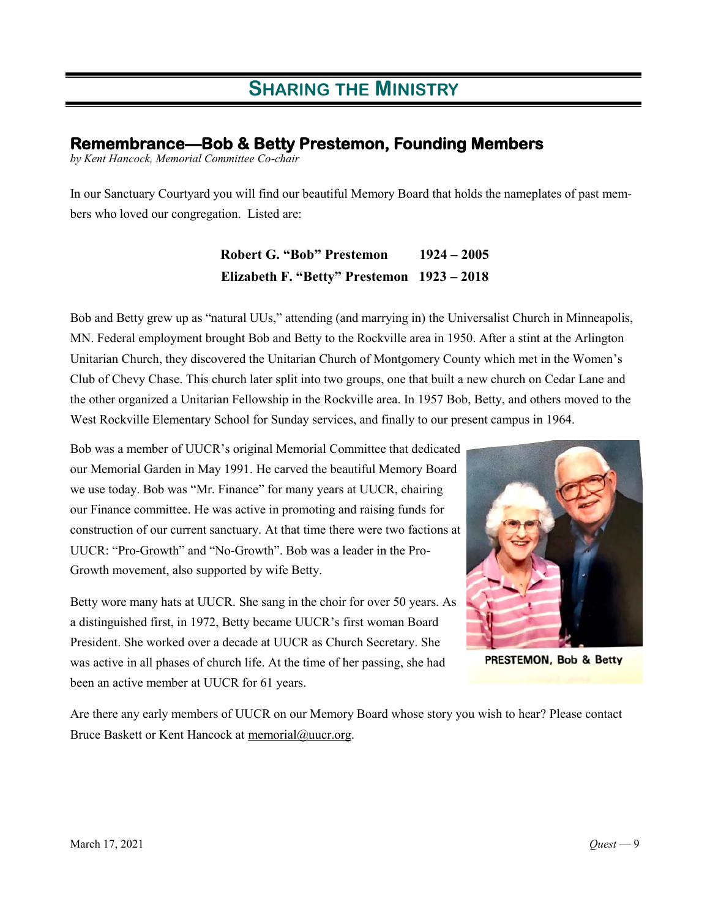# SHARING THE MINISTRY

## Remembrance—Bob & Betty Prestemon, Founding Members

*by Kent Hancock, Memorial Committee Co-chair*

In our Sanctuary Courtyard you will find our beautiful Memory Board that holds the nameplates of past members who loved our congregation. Listed are:

**Robert G. "Bob" Prestemon 1924 – 2005**
**Elizabeth F. "Betty" Prestemon 1923 – 2018**

Bob and Betty grew up as "natural UUs," attending (and marrying in) the Universalist Church in Minneapolis, MN. Federal employment brought Bob and Betty to the Rockville area in 1950. After a stint at the Arlington Unitarian Church, they discovered the Unitarian Church of Montgomery County which met in the Women's Club of Chevy Chase. This church later split into two groups, one that built a new church on Cedar Lane and the other organized a Unitarian Fellowship in the Rockville area. In 1957 Bob, Betty, and others moved to the West Rockville Elementary School for Sunday services, and finally to our present campus in 1964.

Bob was a member of UUCR's original Memorial Committee that dedicated our Memorial Garden in May 1991. He carved the beautiful Memory Board we use today. Bob was "Mr. Finance" for many years at UUCR, chairing our Finance committee. He was active in promoting and raising funds for construction of our current sanctuary. At that time there were two factions at UUCR: "Pro-Growth" and "No-Growth". Bob was a leader in the Pro-Growth movement, also supported by wife Betty.

Betty wore many hats at UUCR. She sang in the choir for over 50 years. As a distinguished first, in 1972, Betty became UUCR's first woman Board President. She worked over a decade at UUCR as Church Secretary. She was active in all phases of church life. At the time of her passing, she had been an active member at UUCR for 61 years.

PRESTEMON, Bob & Betty

Are there any early members of UUCR on our Memory Board whose story you wish to hear? Please contact Bruce Baskett or Kent Hancock at memorial@uucr.org.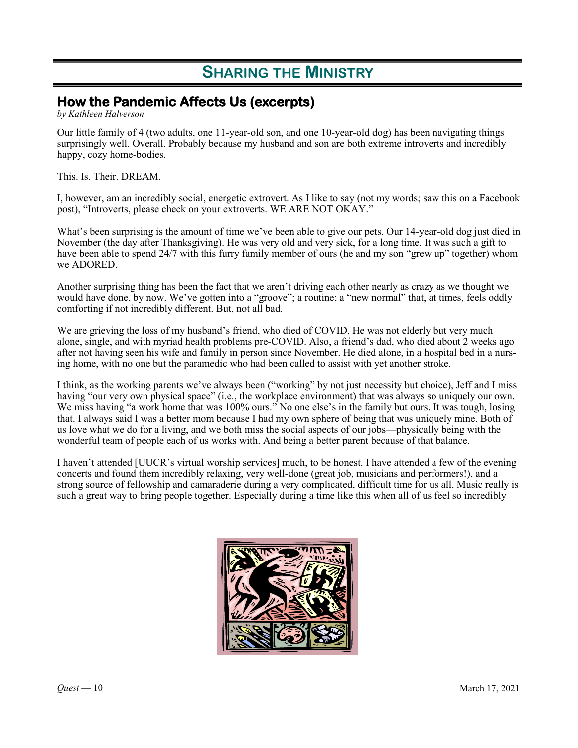# Sharing the Ministry

## How the Pandemic Affects Us (excerpts)

*by Kathleen Halverson*

Our little family of 4 (two adults, one 11-year-old son, and one 10-year-old dog) has been navigating things surprisingly well. Overall. Probably because my husband and son are both extreme introverts and incredibly happy, cozy home-bodies.

This. Is. Their. DREAM.

I, however, am an incredibly social, energetic extrovert. As I like to say (not my words; saw this on a Facebook post), "Introverts, please check on your extroverts. WE ARE NOT OKAY."

What's been surprising is the amount of time we've been able to give our pets. Our 14-year-old dog just died in November (the day after Thanksgiving). He was very old and very sick, for a long time. It was such a gift to have been able to spend 24/7 with this furry family member of ours (he and my son "grew up" together) whom we ADORED.

Another surprising thing has been the fact that we aren't driving each other nearly as crazy as we thought we would have done, by now. We've gotten into a "groove"; a routine; a "new normal" that, at times, feels oddly comforting if not incredibly different. But, not all bad.

We are grieving the loss of my husband's friend, who died of COVID. He was not elderly but very much alone, single, and with myriad health problems pre-COVID. Also, a friend's dad, who died about 2 weeks ago after not having seen his wife and family in person since November. He died alone, in a hospital bed in a nursing home, with no one but the paramedic who had been called to assist with yet another stroke.

I think, as the working parents we've always been ("working" by not just necessity but choice), Jeff and I miss having "our very own physical space" (i.e., the workplace environment) that was always so uniquely our own. We miss having "a work home that was 100% ours." No one else's in the family but ours. It was tough, losing that. I always said I was a better mom because I had my own sphere of being that was uniquely mine. Both of us love what we do for a living, and we both miss the social aspects of our jobs—physically being with the wonderful team of people each of us works with. And being a better parent because of that balance.

I haven't attended [UUCR's virtual worship services] much, to be honest. I have attended a few of the evening concerts and found them incredibly relaxing, very well-done (great job, musicians and performers!), and a strong source of fellowship and camaraderie during a very complicated, difficult time for us all. Music really is such a great way to bring people together. Especially during a time like this when all of us feel so incredibly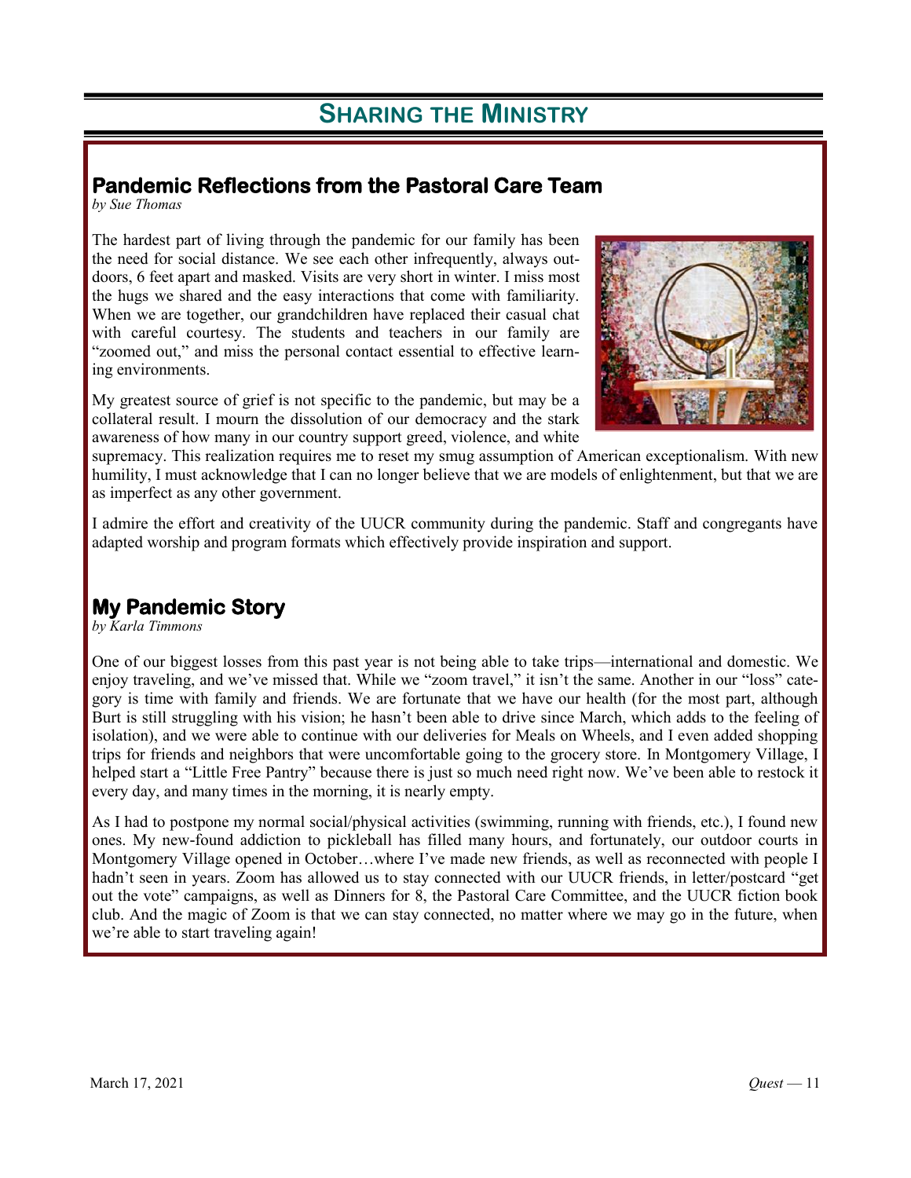# Sharing the Ministry

## Pandemic Reflections from the Pastoral Care Team

*by Sue Thomas*

The hardest part of living through the pandemic for our family has been the need for social distance. We see each other infrequently, always outdoors, 6 feet apart and masked. Visits are very short in winter. I miss most the hugs we shared and the easy interactions that come with familiarity. When we are together, our grandchildren have replaced their casual chat with careful courtesy. The students and teachers in our family are "zoomed out," and miss the personal contact essential to effective learning environments.

My greatest source of grief is not specific to the pandemic, but may be a collateral result. I mourn the dissolution of our democracy and the stark awareness of how many in our country support greed, violence, and white supremacy. This realization requires me to reset my smug assumption of American exceptionalism. With new humility, I must acknowledge that I can no longer believe that we are models of enlightenment, but that we are as imperfect as any other government.

I admire the effort and creativity of the UUCR community during the pandemic. Staff and congregants have adapted worship and program formats which effectively provide inspiration and support.

## My Pandemic Story

*by Karla Timmons*

One of our biggest losses from this past year is not being able to take trips—international and domestic. We enjoy traveling, and we've missed that. While we "zoom travel," it isn't the same. Another in our "loss" category is time with family and friends. We are fortunate that we have our health (for the most part, although Burt is still struggling with his vision; he hasn't been able to drive since March, which adds to the feeling of isolation), and we were able to continue with our deliveries for Meals on Wheels, and I even added shopping trips for friends and neighbors that were uncomfortable going to the grocery store. In Montgomery Village, I helped start a "Little Free Pantry" because there is just so much need right now. We've been able to restock it every day, and many times in the morning, it is nearly empty.

As I had to postpone my normal social/physical activities (swimming, running with friends, etc.), I found new ones. My new-found addiction to pickleball has filled many hours, and fortunately, our outdoor courts in Montgomery Village opened in October…where I've made new friends, as well as reconnected with people I hadn't seen in years. Zoom has allowed us to stay connected with our UUCR friends, in letter/postcard "get out the vote" campaigns, as well as Dinners for 8, the Pastoral Care Committee, and the UUCR fiction book club. And the magic of Zoom is that we can stay connected, no matter where we may go in the future, when we're able to start traveling again!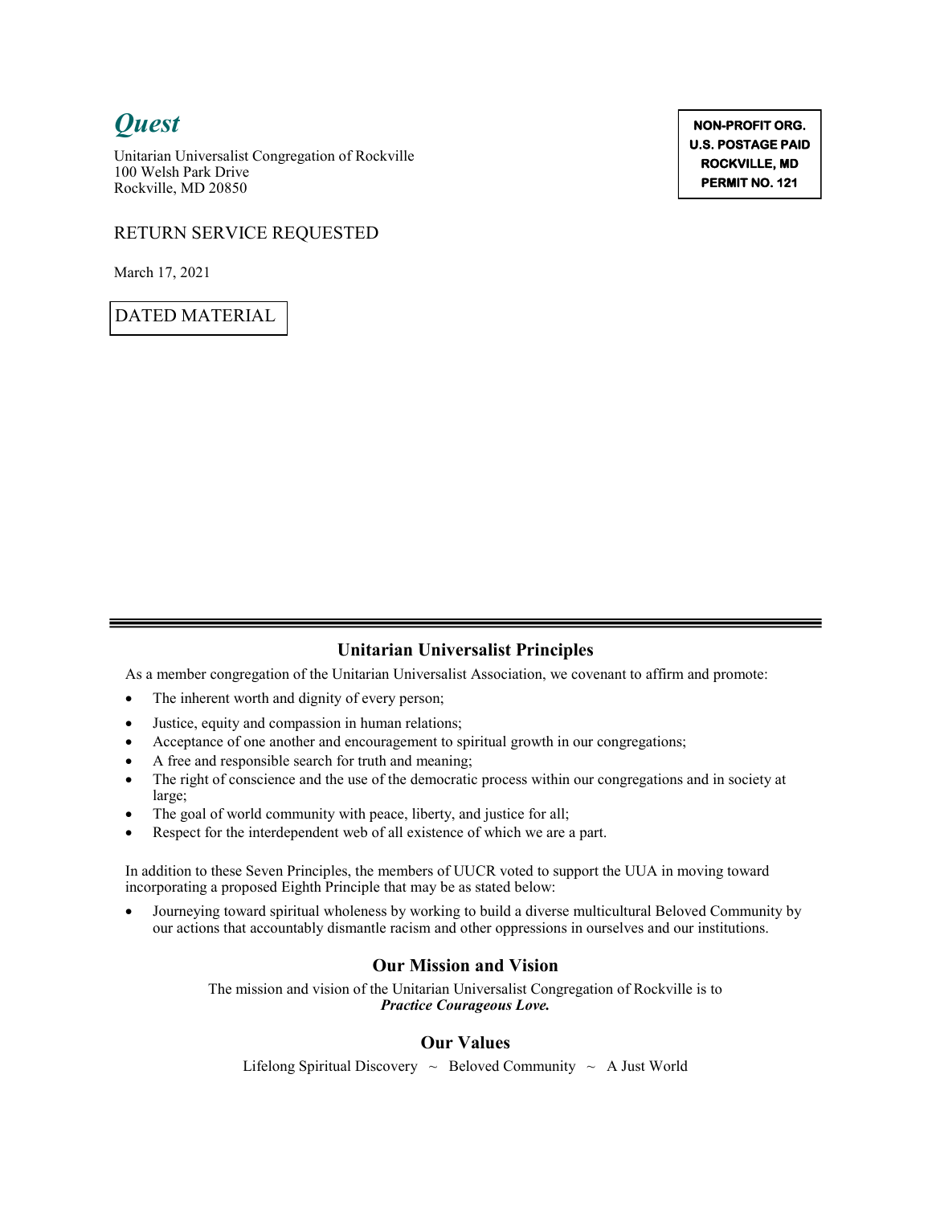*Quest*

Unitarian Universalist Congregation of Rockville
100 Welsh Park Drive
Rockville, MD 20850

**NON-PROFIT ORG.**
**U.S. POSTAGE PAID**
**ROCKVILLE, MD**
**PERMIT NO. 121**

RETURN SERVICE REQUESTED

March 17, 2021

DATED MATERIAL

## Unitarian Universalist Principles

As a member congregation of the Unitarian Universalist Association, we covenant to affirm and promote:

- The inherent worth and dignity of every person;
- Justice, equity and compassion in human relations;
- Acceptance of one another and encouragement to spiritual growth in our congregations;
- A free and responsible search for truth and meaning;
- The right of conscience and the use of the democratic process within our congregations and in society at large;
- The goal of world community with peace, liberty, and justice for all;
- Respect for the interdependent web of all existence of which we are a part.

In addition to these Seven Principles, the members of UUCR voted to support the UUA in moving toward incorporating a proposed Eighth Principle that may be as stated below:

- Journeying toward spiritual wholeness by working to build a diverse multicultural Beloved Community by our actions that accountably dismantle racism and other oppressions in ourselves and our institutions.

## Our Mission and Vision

The mission and vision of the Unitarian Universalist Congregation of Rockville is to
***Practice Courageous Love.***

## Our Values

Lifelong Spiritual Discovery ~ Beloved Community ~ A Just World